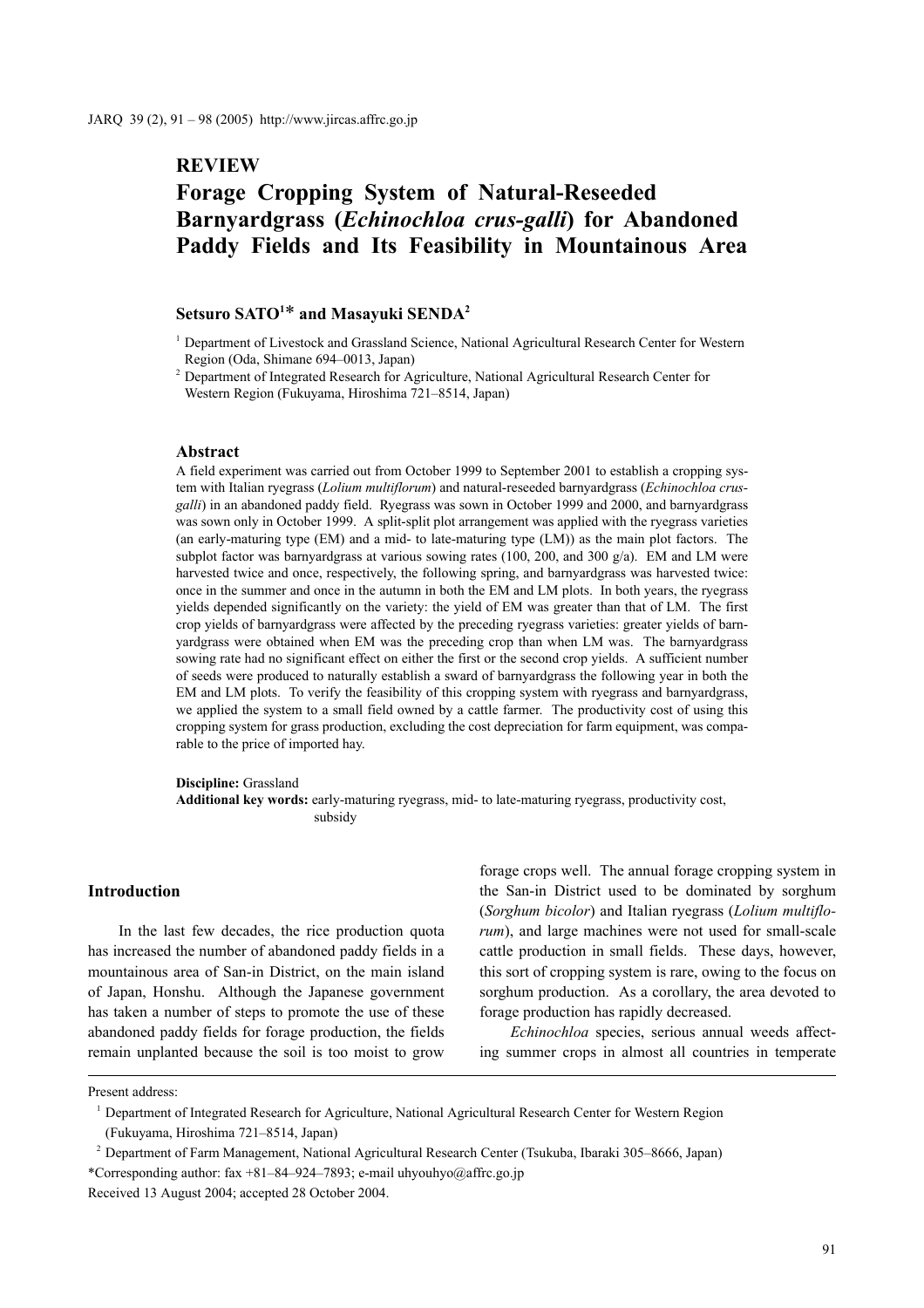## REVIEW

# Forage Cropping System of Natural-Reseeded Barnyardgrass (*Echinochloa crus-galli*) for Abandoned Paddy Fields and Its Feasibility in Mountainous Area

**Setsuro SATO[1]* and Masayuki SENDA[2]**

[1] Department of Livestock and Grassland Science, National Agricultural Research Center for Western Region (Oda, Shimane 694–0013, Japan)

[2] Department of Integrated Research for Agriculture, National Agricultural Research Center for Western Region (Fukuyama, Hiroshima 721–8514, Japan)

### Abstract

A field experiment was carried out from October 1999 to September 2001 to establish a cropping system with Italian ryegrass (*Lolium multiflorum*) and natural-reseeded barnyardgrass (*Echinochloa crus-galli*) in an abandoned paddy field. Ryegrass was sown in October 1999 and 2000, and barnyardgrass was sown only in October 1999. A split-split plot arrangement was applied with the ryegrass varieties (an early-maturing type (EM) and a mid- to late-maturing type (LM)) as the main plot factors. The subplot factor was barnyardgrass at various sowing rates (100, 200, and 300 g/a). EM and LM were harvested twice and once, respectively, the following spring, and barnyardgrass was harvested twice: once in the summer and once in the autumn in both the EM and LM plots. In both years, the ryegrass yields depended significantly on the variety: the yield of EM was greater than that of LM. The first crop yields of barnyardgrass were affected by the preceding ryegrass varieties: greater yields of barnyardgrass were obtained when EM was the preceding crop than when LM was. The barnyardgrass sowing rate had no significant effect on either the first or the second crop yields. A sufficient number of seeds were produced to naturally establish a sward of barnyardgrass the following year in both the EM and LM plots. To verify the feasibility of this cropping system with ryegrass and barnyardgrass, we applied the system to a small field owned by a cattle farmer. The productivity cost of using this cropping system for grass production, excluding the cost depreciation for farm equipment, was comparable to the price of imported hay.

**Discipline:** Grassland
**Additional key words:** early-maturing ryegrass, mid- to late-maturing ryegrass, productivity cost, subsidy

## Introduction

In the last few decades, the rice production quota has increased the number of abandoned paddy fields in a mountainous area of San-in District, on the main island of Japan, Honshu. Although the Japanese government has taken a number of steps to promote the use of these abandoned paddy fields for forage production, the fields remain unplanted because the soil is too moist to grow forage crops well. The annual forage cropping system in the San-in District used to be dominated by sorghum (*Sorghum bicolor*) and Italian ryegrass (*Lolium multiflorum*), and large machines were not used for small-scale cattle production in small fields. These days, however, this sort of cropping system is rare, owing to the focus on sorghum production. As a corollary, the area devoted to forage production has rapidly decreased.

*Echinochloa* species, serious annual weeds affecting summer crops in almost all countries in temperate

---

Present address:

[1] Department of Integrated Research for Agriculture, National Agricultural Research Center for Western Region (Fukuyama, Hiroshima 721–8514, Japan)

[2] Department of Farm Management, National Agricultural Research Center (Tsukuba, Ibaraki 305–8666, Japan)

*Corresponding author: fax +81–84–924–7893; e-mail uhyouhyo@affrc.go.jp

Received 13 August 2004; accepted 28 October 2004.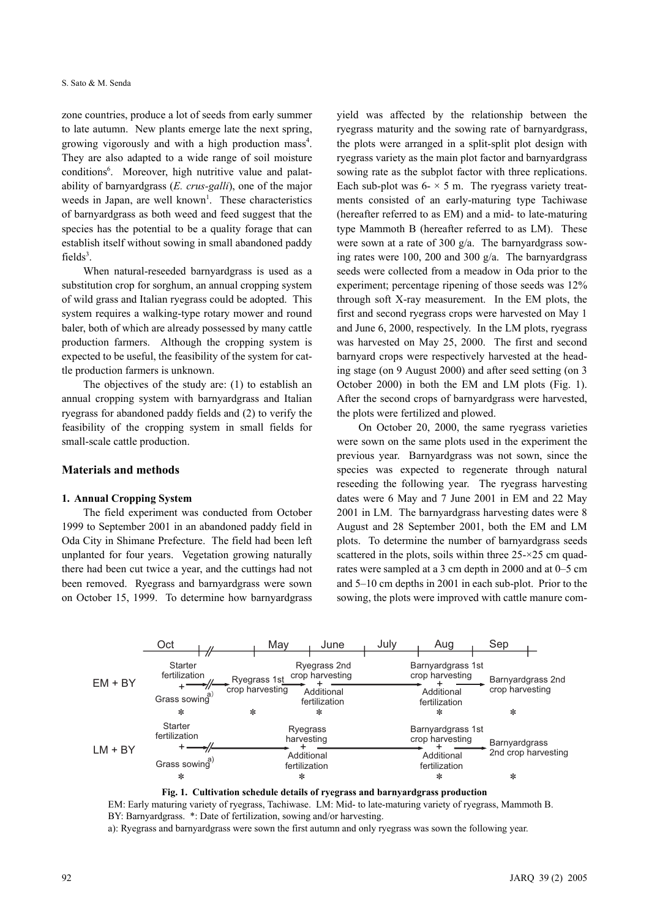zone countries, produce a lot of seeds from early summer to late autumn. New plants emerge late the next spring, growing vigorously and with a high production mass[4]. They are also adapted to a wide range of soil moisture conditions[6]. Moreover, high nutritive value and palatability of barnyardgrass (*E. crus-galli*), one of the major weeds in Japan, are well known[1]. These characteristics of barnyardgrass as both weed and feed suggest that the species has the potential to be a quality forage that can establish itself without sowing in small abandoned paddy fields[3].

When natural-reseeded barnyardgrass is used as a substitution crop for sorghum, an annual cropping system of wild grass and Italian ryegrass could be adopted. This system requires a walking-type rotary mower and round baler, both of which are already possessed by many cattle production farmers. Although the cropping system is expected to be useful, the feasibility of the system for cattle production farmers is unknown.

The objectives of the study are: (1) to establish an annual cropping system with barnyardgrass and Italian ryegrass for abandoned paddy fields and (2) to verify the feasibility of the cropping system in small fields for small-scale cattle production.

## Materials and methods

### 1. Annual Cropping System

The field experiment was conducted from October 1999 to September 2001 in an abandoned paddy field in Oda City in Shimane Prefecture. The field had been left unplanted for four years. Vegetation growing naturally there had been cut twice a year, and the cuttings had not been removed. Ryegrass and barnyardgrass were sown on October 15, 1999. To determine how barnyardgrass yield was affected by the relationship between the ryegrass maturity and the sowing rate of barnyardgrass, the plots were arranged in a split-split plot design with ryegrass variety as the main plot factor and barnyardgrass sowing rate as the subplot factor with three replications. Each sub-plot was 6- × 5 m. The ryegrass variety treatments consisted of an early-maturing type Tachiwase (hereafter referred to as EM) and a mid- to late-maturing type Mammoth B (hereafter referred to as LM). These were sown at a rate of 300 g/a. The barnyardgrass sowing rates were 100, 200 and 300 g/a. The barnyardgrass seeds were collected from a meadow in Oda prior to the experiment; percentage ripening of those seeds was 12% through soft X-ray measurement. In the EM plots, the first and second ryegrass crops were harvested on May 1 and June 6, 2000, respectively. In the LM plots, ryegrass was harvested on May 25, 2000. The first and second barnyard crops were respectively harvested at the heading stage (on 9 August 2000) and after seed setting (on 3 October 2000) in both the EM and LM plots (Fig. 1). After the second crops of barnyardgrass were harvested, the plots were fertilized and plowed.

On October 20, 2000, the same ryegrass varieties were sown on the same plots used in the experiment the previous year. Barnyardgrass was not sown, since the species was expected to regenerate through natural reseeding the following year. The ryegrass harvesting dates were 6 May and 7 June 2001 in EM and 22 May 2001 in LM. The barnyardgrass harvesting dates were 8 August and 28 September 2001, both the EM and LM plots. To determine the number of barnyardgrass seeds scattered in the plots, soils within three 25-×25 cm quadrates were sampled at a 3 cm depth in 2000 and at 0–5 cm and 5–10 cm depths in 2001 in each sub-plot. Prior to the sowing, the plots were improved with cattle manure com-

| | Oct | May | June | July | Aug | Sep |
|---|---|---|---|---|---|---|
| EM + BY | Starter fertilization + Grass sowing[a)] * | Ryegrass 1st crop harvesting * | Ryegrass 2nd crop harvesting + Additional fertilization * | | Barnyardgrass 1st crop harvesting + Additional fertilization * | Barnyardgrass 2nd crop harvesting * |
| LM + BY | Starter fertilization + Grass sowing[a)] * | | Ryegrass harvesting + Additional fertilization * | | Barnyardgrass 1st crop harvesting + Additional fertilization * | Barnyardgrass 2nd crop harvesting * |

**Fig. 1. Cultivation schedule details of ryegrass and barnyardgrass production**

EM: Early maturing variety of ryegrass, Tachiwase. LM: Mid- to late-maturing variety of ryegrass, Mammoth B.
BY: Barnyardgrass. *: Date of fertilization, sowing and/or harvesting.
a): Ryegrass and barnyardgrass were sown the first autumn and only ryegrass was sown the following year.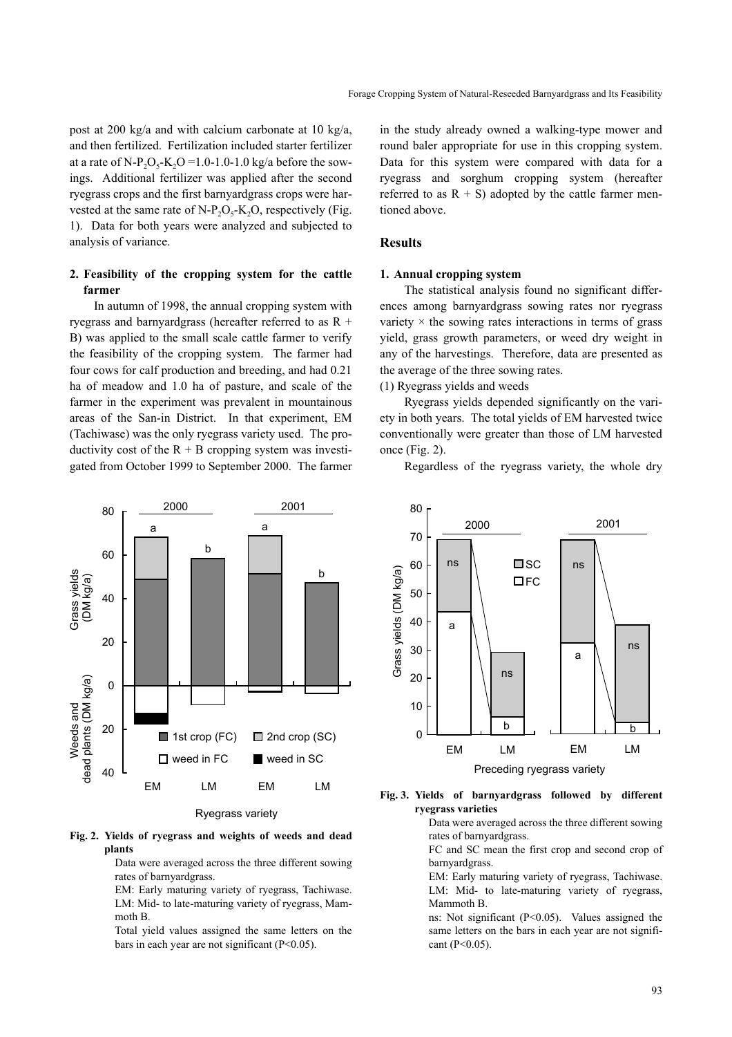post at 200 kg/a and with calcium carbonate at 10 kg/a, and then fertilized. Fertilization included starter fertilizer at a rate of $N$-$P_2O_5$-$K_2O$ =1.0-1.0-1.0 kg/a before the sowings. Additional fertilizer was applied after the second ryegrass crops and the first barnyardgrass crops were harvested at the same rate of $N$-$P_2O_5$-$K_2O$, respectively (Fig. 1). Data for both years were analyzed and subjected to analysis of variance.

### 2. Feasibility of the cropping system for the cattle farmer

In autumn of 1998, the annual cropping system with ryegrass and barnyardgrass (hereafter referred to as R + B) was applied to the small scale cattle farmer to verify the feasibility of the cropping system. The farmer had four cows for calf production and breeding, and had 0.21 ha of meadow and 1.0 ha of pasture, and scale of the farmer in the experiment was prevalent in mountainous areas of the San-in District. In that experiment, EM (Tachiwase) was the only ryegrass variety used. The productivity cost of the R + B cropping system was investigated from October 1999 to September 2000. The farmer in the study already owned a walking-type mower and round baler appropriate for use in this cropping system. Data for this system were compared with data for a ryegrass and sorghum cropping system (hereafter referred to as R + S) adopted by the cattle farmer mentioned above.

## Results

### 1. Annual cropping system

The statistical analysis found no significant differences among barnyardgrass sowing rates nor ryegrass variety × the sowing rates interactions in terms of grass yield, grass growth parameters, or weed dry weight in any of the harvestings. Therefore, data are presented as the average of the three sowing rates.

(1) Ryegrass yields and weeds

Ryegrass yields depended significantly on the variety in both years. The total yields of EM harvested twice conventionally were greater than those of LM harvested once (Fig. 2).

Regardless of the ryegrass variety, the whole dry

**Fig. 2. Yields of ryegrass and weights of weeds and dead plants**

Data were averaged across the three different sowing rates of barnyardgrass.

EM: Early maturing variety of ryegrass, Tachiwase.
LM: Mid- to late-maturing variety of ryegrass, Mammoth B.

Total yield values assigned the same letters on the bars in each year are not significant ($P<0.05$).

**Fig. 3. Yields of barnyardgrass followed by different ryegrass varieties**

Data were averaged across the three different sowing rates of barnyardgrass.

FC and SC mean the first crop and second crop of barnyardgrass.

EM: Early maturing variety of ryegrass, Tachiwase.
LM: Mid- to late-maturing variety of ryegrass, Mammoth B.

ns: Not significant ($P<0.05$). Values assigned the same letters on the bars in each year are not significant ($P<0.05$).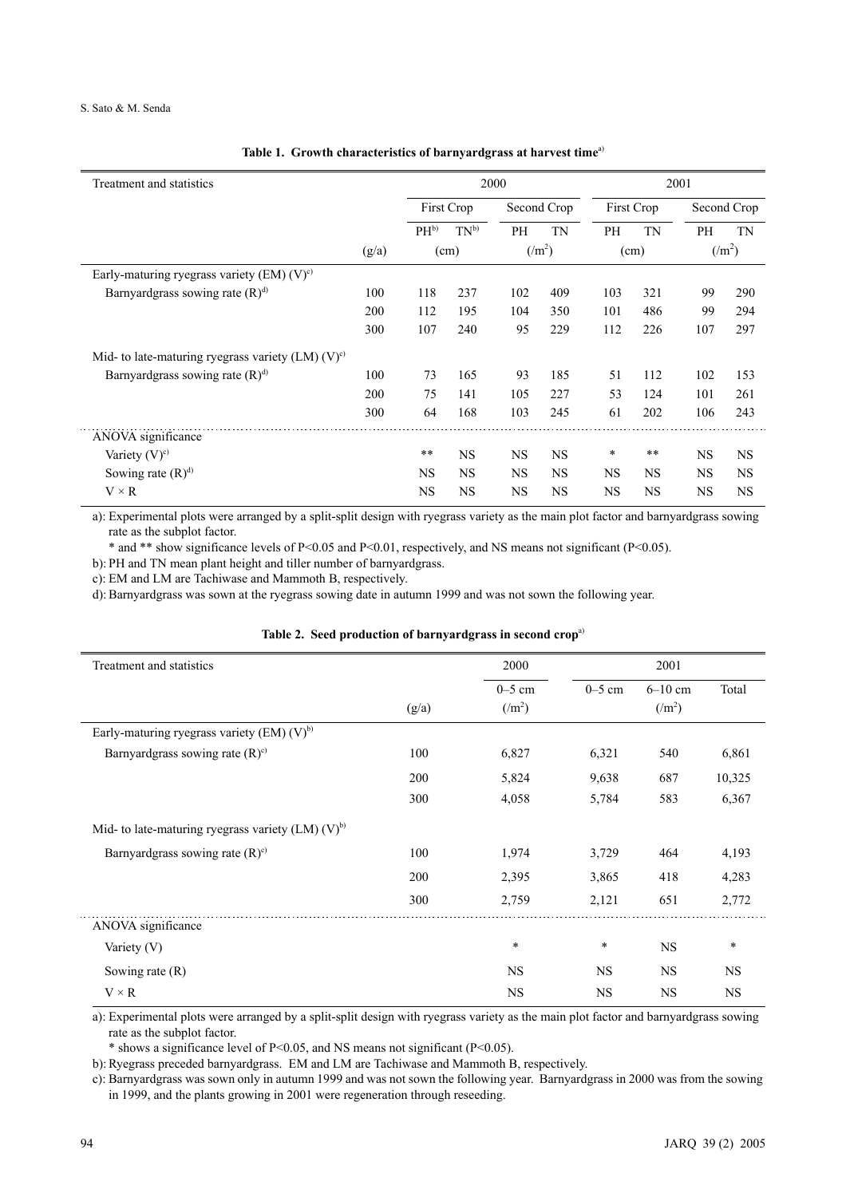**Table 1. Growth characteristics of barnyardgrass at harvest time**[a)]

| Treatment and statistics | | 2000 | | | | 2001 | | | |
|---|---|---|---|---|---|---|---|---|---|
| | | First Crop | | Second Crop | | First Crop | | Second Crop | |
| | | PH[b)] | TN[b)] | PH | TN | PH | TN | PH | TN |
| | (g/a) | (cm) | | ($/m^2$) | | (cm) | | ($/m^2$) | |
| Early-maturing ryegrass variety (EM) (V)[c)] | | | | | | | | | |
| Barnyardgrass sowing rate (R)[d)] | 100 | 118 | 237 | 102 | 409 | 103 | 321 | 99 | 290 |
| | 200 | 112 | 195 | 104 | 350 | 101 | 486 | 99 | 294 |
| | 300 | 107 | 240 | 95 | 229 | 112 | 226 | 107 | 297 |
| Mid- to late-maturing ryegrass variety (LM) (V)[c)] | | | | | | | | | |
| Barnyardgrass sowing rate (R)[d)] | 100 | 73 | 165 | 93 | 185 | 51 | 112 | 102 | 153 |
| | 200 | 75 | 141 | 105 | 227 | 53 | 124 | 101 | 261 |
| | 300 | 64 | 168 | 103 | 245 | 61 | 202 | 106 | 243 |
| ANOVA significance | | | | | | | | | |
| Variety (V)[c)] | | ** | NS | NS | NS | * | ** | NS | NS |
| Sowing rate (R)[d)] | | NS | NS | NS | NS | NS | NS | NS | NS |
| V × R | | NS | NS | NS | NS | NS | NS | NS | NS |

a): Experimental plots were arranged by a split-split design with ryegrass variety as the main plot factor and barnyardgrass sowing rate as the subplot factor.
 * and ** show significance levels of $P<0.05$ and $P<0.01$, respectively, and NS means not significant ($P<0.05$).

b): PH and TN mean plant height and tiller number of barnyardgrass.

c): EM and LM are Tachiwase and Mammoth B, respectively.

d): Barnyardgrass was sown at the ryegrass sowing date in autumn 1999 and was not sown the following year.

**Table 2. Seed production of barnyardgrass in second crop**[a)]

| Treatment and statistics | | 2000 | 2001 | | |
|---|---|---|---|---|---|
| | | 0–5 cm | 0–5 cm | 6–10 cm | Total |
| | (g/a) | ($/m^2$) | | ($/m^2$) | |
| Early-maturing ryegrass variety (EM) (V)[b)] | | | | | |
| Barnyardgrass sowing rate (R)[c)] | 100 | 6,827 | 6,321 | 540 | 6,861 |
| | 200 | 5,824 | 9,638 | 687 | 10,325 |
| | 300 | 4,058 | 5,784 | 583 | 6,367 |
| Mid- to late-maturing ryegrass variety (LM) (V)[b)] | | | | | |
| Barnyardgrass sowing rate (R)[c)] | 100 | 1,974 | 3,729 | 464 | 4,193 |
| | 200 | 2,395 | 3,865 | 418 | 4,283 |
| | 300 | 2,759 | 2,121 | 651 | 2,772 |
| ANOVA significance | | | | | |
| Variety (V) | | * | * | NS | * |
| Sowing rate (R) | | NS | NS | NS | NS |
| V × R | | NS | NS | NS | NS |

a): Experimental plots were arranged by a split-split design with ryegrass variety as the main plot factor and barnyardgrass sowing rate as the subplot factor.
 * shows a significance level of $P<0.05$, and NS means not significant ($P<0.05$).

b): Ryegrass preceded barnyardgrass. EM and LM are Tachiwase and Mammoth B, respectively.

c): Barnyardgrass was sown only in autumn 1999 and was not sown the following year. Barnyardgrass in 2000 was from the sowing in 1999, and the plants growing in 2001 were regeneration through reseeding.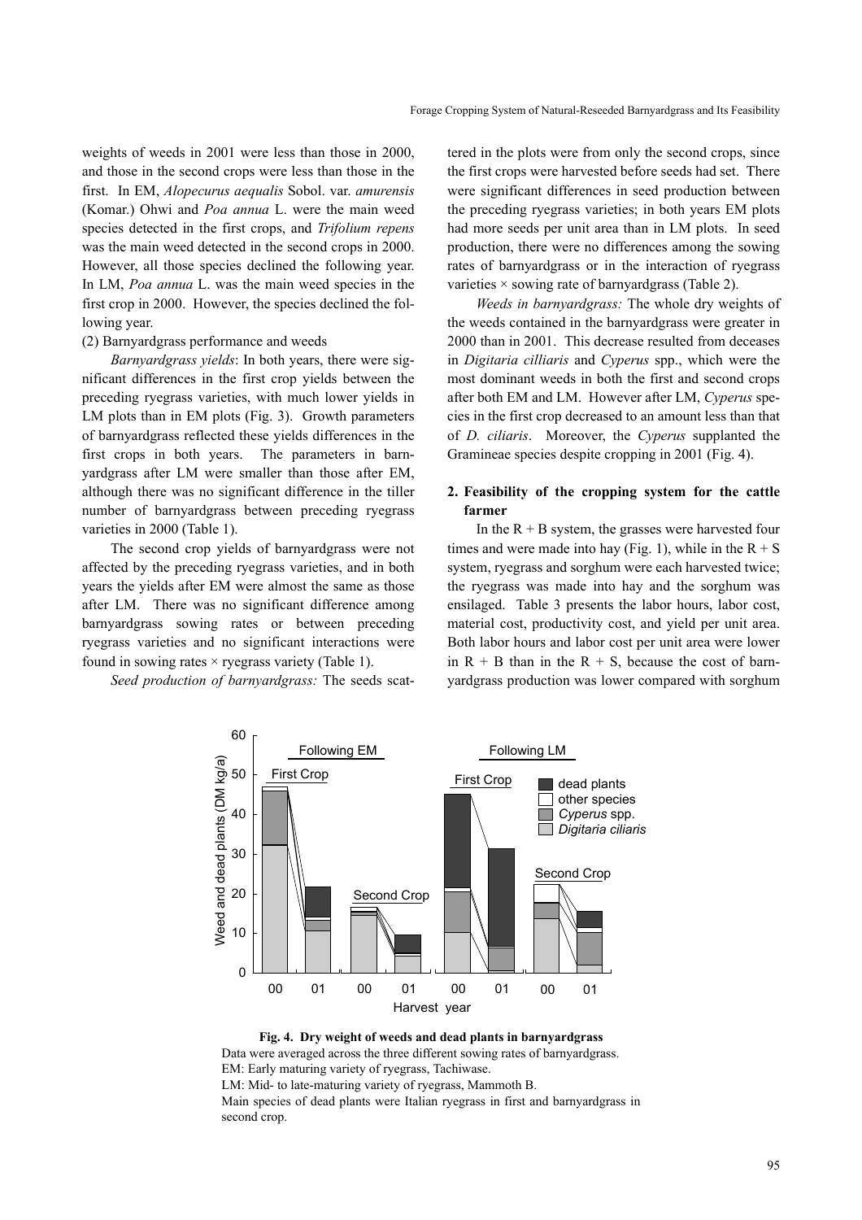weights of weeds in 2001 were less than those in 2000, and those in the second crops were less than those in the first. In EM, *Alopecurus aequalis* Sobol. var. *amurensis* (Komar.) Ohwi and *Poa annua* L. were the main weed species detected in the first crops, and *Trifolium repens* was the main weed detected in the second crops in 2000. However, all those species declined the following year. In LM, *Poa annua* L. was the main weed species in the first crop in 2000. However, the species declined the following year.

(2) Barnyardgrass performance and weeds

*Barnyardgrass yields*: In both years, there were significant differences in the first crop yields between the preceding ryegrass varieties, with much lower yields in LM plots than in EM plots (Fig. 3). Growth parameters of barnyardgrass reflected these yields differences in the first crops in both years. The parameters in barnyardgrass after LM were smaller than those after EM, although there was no significant difference in the tiller number of barnyardgrass between preceding ryegrass varieties in 2000 (Table 1).

The second crop yields of barnyardgrass were not affected by the preceding ryegrass varieties, and in both years the yields after EM were almost the same as those after LM. There was no significant difference among barnyardgrass sowing rates or between preceding ryegrass varieties and no significant interactions were found in sowing rates × ryegrass variety (Table 1).

*Seed production of barnyardgrass:* The seeds scattered in the plots were from only the second crops, since the first crops were harvested before seeds had set. There were significant differences in seed production between the preceding ryegrass varieties; in both years EM plots had more seeds per unit area than in LM plots. In seed production, there were no differences among the sowing rates of barnyardgrass or in the interaction of ryegrass varieties × sowing rate of barnyardgrass (Table 2).

*Weeds in barnyardgrass:* The whole dry weights of the weeds contained in the barnyardgrass were greater in 2000 than in 2001. This decrease resulted from deceases in *Digitaria cilliaris* and *Cyperus* spp., which were the most dominant weeds in both the first and second crops after both EM and LM. However after LM, *Cyperus* species in the first crop decreased to an amount less than that of *D. ciliaris*. Moreover, the *Cyperus* supplanted the Gramineae species despite cropping in 2001 (Fig. 4).

## 2. Feasibility of the cropping system for the cattle farmer

In the R + B system, the grasses were harvested four times and were made into hay (Fig. 1), while in the R + S system, ryegrass and sorghum were each harvested twice; the ryegrass was made into hay and the sorghum was ensilaged. Table 3 presents the labor hours, labor cost, material cost, productivity cost, and yield per unit area. Both labor hours and labor cost per unit area were lower in R + B than in the R + S, because the cost of barnyardgrass production was lower compared with sorghum

**Fig. 4. Dry weight of weeds and dead plants in barnyardgrass**

Data were averaged across the three different sowing rates of barnyardgrass.

EM: Early maturing variety of ryegrass, Tachiwase.

LM: Mid- to late-maturing variety of ryegrass, Mammoth B.

Main species of dead plants were Italian ryegrass in first and barnyardgrass in second crop.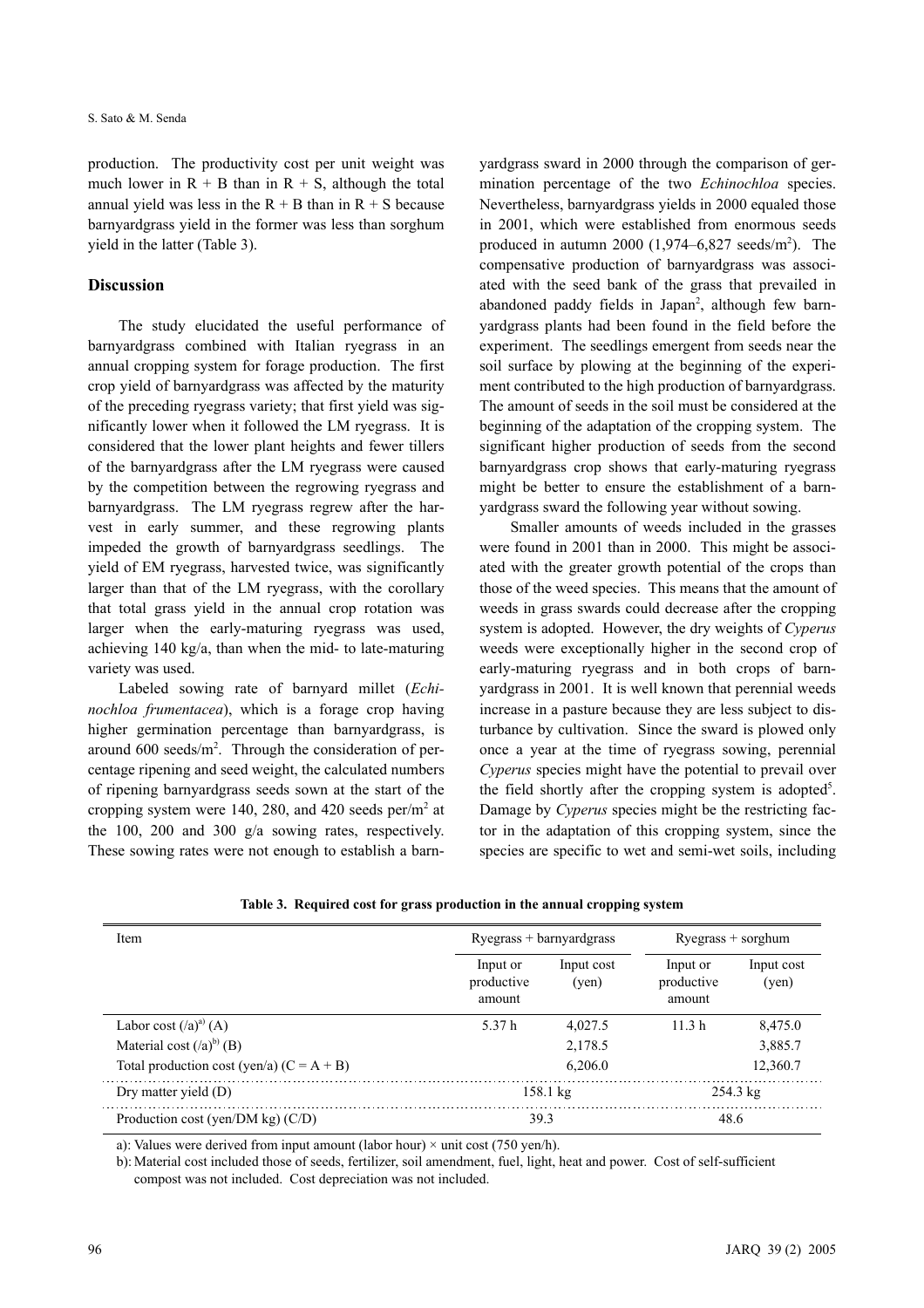production. The productivity cost per unit weight was much lower in R + B than in R + S, although the total annual yield was less in the R + B than in R + S because barnyardgrass yield in the former was less than sorghum yield in the latter (Table 3).

## Discussion

The study elucidated the useful performance of barnyardgrass combined with Italian ryegrass in an annual cropping system for forage production. The first crop yield of barnyardgrass was affected by the maturity of the preceding ryegrass variety; that first yield was significantly lower when it followed the LM ryegrass. It is considered that the lower plant heights and fewer tillers of the barnyardgrass after the LM ryegrass were caused by the competition between the regrowing ryegrass and barnyardgrass. The LM ryegrass regrew after the harvest in early summer, and these regrowing plants impeded the growth of barnyardgrass seedlings. The yield of EM ryegrass, harvested twice, was significantly larger than that of the LM ryegrass, with the corollary that total grass yield in the annual crop rotation was larger when the early-maturing ryegrass was used, achieving 140 kg/a, than when the mid- to late-maturing variety was used.

Labeled sowing rate of barnyard millet (*Echinochloa frumentacea*), which is a forage crop having higher germination percentage than barnyardgrass, is around 600 seeds/m$^2$. Through the consideration of percentage ripening and seed weight, the calculated numbers of ripening barnyardgrass seeds sown at the start of the cropping system were 140, 280, and 420 seeds per/m$^2$ at the 100, 200 and 300 g/a sowing rates, respectively. These sowing rates were not enough to establish a barnyardgrass sward in 2000 through the comparison of germination percentage of the two *Echinochloa* species. Nevertheless, barnyardgrass yields in 2000 equaled those in 2001, which were established from enormous seeds produced in autumn 2000 (1,974–6,827 seeds/m$^2$). The compensative production of barnyardgrass was associated with the seed bank of the grass that prevailed in abandoned paddy fields in Japan[2], although few barnyardgrass plants had been found in the field before the experiment. The seedlings emergent from seeds near the soil surface by plowing at the beginning of the experiment contributed to the high production of barnyardgrass. The amount of seeds in the soil must be considered at the beginning of the adaptation of the cropping system. The significant higher production of seeds from the second barnyardgrass crop shows that early-maturing ryegrass might be better to ensure the establishment of a barnyardgrass sward the following year without sowing.

Smaller amounts of weeds included in the grasses were found in 2001 than in 2000. This might be associated with the greater growth potential of the crops than those of the weed species. This means that the amount of weeds in grass swards could decrease after the cropping system is adopted. However, the dry weights of *Cyperus* weeds were exceptionally higher in the second crop of early-maturing ryegrass and in both crops of barnyardgrass in 2001. It is well known that perennial weeds increase in a pasture because they are less subject to disturbance by cultivation. Since the sward is plowed only once a year at the time of ryegrass sowing, perennial *Cyperus* species might have the potential to prevail over the field shortly after the cropping system is adopted[5]. Damage by *Cyperus* species might be the restricting factor in the adaptation of this cropping system, since the species are specific to wet and semi-wet soils, including

**Table 3. Required cost for grass production in the annual cropping system**

| Item | Ryegrass + barnyardgrass | | Ryegrass + sorghum | |
|---|---|---|---|---|
| | Input or productive amount | Input cost (yen) | Input or productive amount | Input cost (yen) |
| Labor cost (/a)[a] (A) | 5.37 h | 4,027.5 | 11.3 h | 8,475.0 |
| Material cost (/a)[b] (B) | | 2,178.5 | | 3,885.7 |
| Total production cost (yen/a) (C = A + B) | | 6,206.0 | | 12,360.7 |
| Dry matter yield (D) | 158.1 kg | | 254.3 kg | |
| Production cost (yen/DM kg) (C/D) | 39.3 | | 48.6 | |

a): Values were derived from input amount (labor hour) × unit cost (750 yen/h).

b): Material cost included those of seeds, fertilizer, soil amendment, fuel, light, heat and power. Cost of self-sufficient compost was not included. Cost depreciation was not included.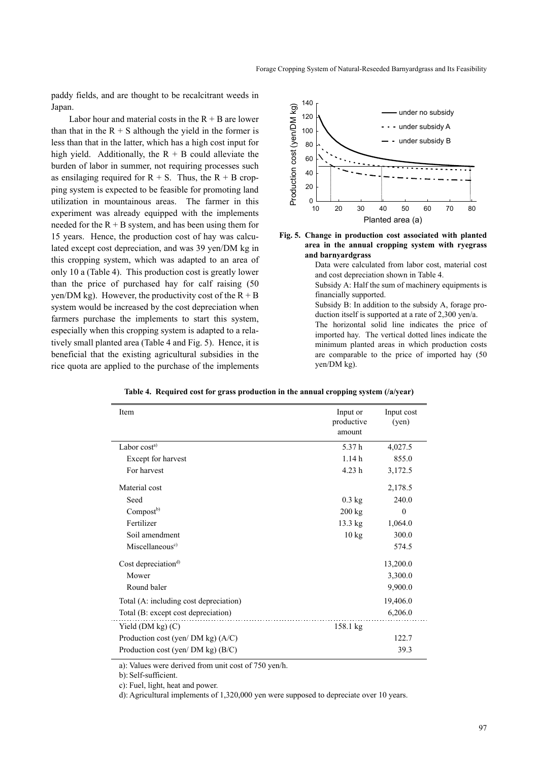paddy fields, and are thought to be recalcitrant weeds in Japan.

Labor hour and material costs in the R + B are lower than that in the R + S although the yield in the former is less than that in the latter, which has a high cost input for high yield. Additionally, the R + B could alleviate the burden of labor in summer, not requiring processes such as ensilaging required for R + S. Thus, the R + B cropping system is expected to be feasible for promoting land utilization in mountainous areas. The farmer in this experiment was already equipped with the implements needed for the R + B system, and has been using them for 15 years. Hence, the production cost of hay was calculated except cost depreciation, and was 39 yen/DM kg in this cropping system, which was adapted to an area of only 10 a (Table 4). This production cost is greatly lower than the price of purchased hay for calf raising (50 yen/DM kg). However, the productivity cost of the R + B system would be increased by the cost depreciation when farmers purchase the implements to start this system, especially when this cropping system is adapted to a relatively small planted area (Table 4 and Fig. 5). Hence, it is beneficial that the existing agricultural subsidies in the rice quota are applied to the purchase of the implements

**Fig. 5. Change in production cost associated with planted area in the annual cropping system with ryegrass and barnyardgrass**

Data were calculated from labor cost, material cost and cost depreciation shown in Table 4.
Subsidy A: Half the sum of machinery equipments is financially supported.
Subsidy B: In addition to the subsidy A, forage production itself is supported at a rate of 2,300 yen/a.
The horizontal solid line indicates the price of imported hay. The vertical dotted lines indicate the minimum planted areas in which production costs are comparable to the price of imported hay (50 yen/DM kg).

**Table 4. Required cost for grass production in the annual cropping system (/a/year)**

| Item | Input or productive amount | Input cost (yen) |
|---|---|---|
| Labor cost[a] | 5.37 h | 4,027.5 |
| Except for harvest | 1.14 h | 855.0 |
| For harvest | 4.23 h | 3,172.5 |
| Material cost | | 2,178.5 |
| Seed | 0.3 kg | 240.0 |
| Compost[b] | 200 kg | 0 |
| Fertilizer | 13.3 kg | 1,064.0 |
| Soil amendment | 10 kg | 300.0 |
| Miscellaneous[c] | | 574.5 |
| Cost depreciation[d] | | 13,200.0 |
| Mower | | 3,300.0 |
| Round baler | | 9,900.0 |
| Total (A: including cost depreciation) | | 19,406.0 |
| Total (B: except cost depreciation) | | 6,206.0 |
| Yield (DM kg) (C) | 158.1 kg | |
| Production cost (yen/ DM kg) (A/C) | | 122.7 |
| Production cost (yen/ DM kg) (B/C) | | 39.3 |

a): Values were derived from unit cost of 750 yen/h.
b): Self-sufficient.
c): Fuel, light, heat and power.
d): Agricultural implements of 1,320,000 yen were supposed to depreciate over 10 years.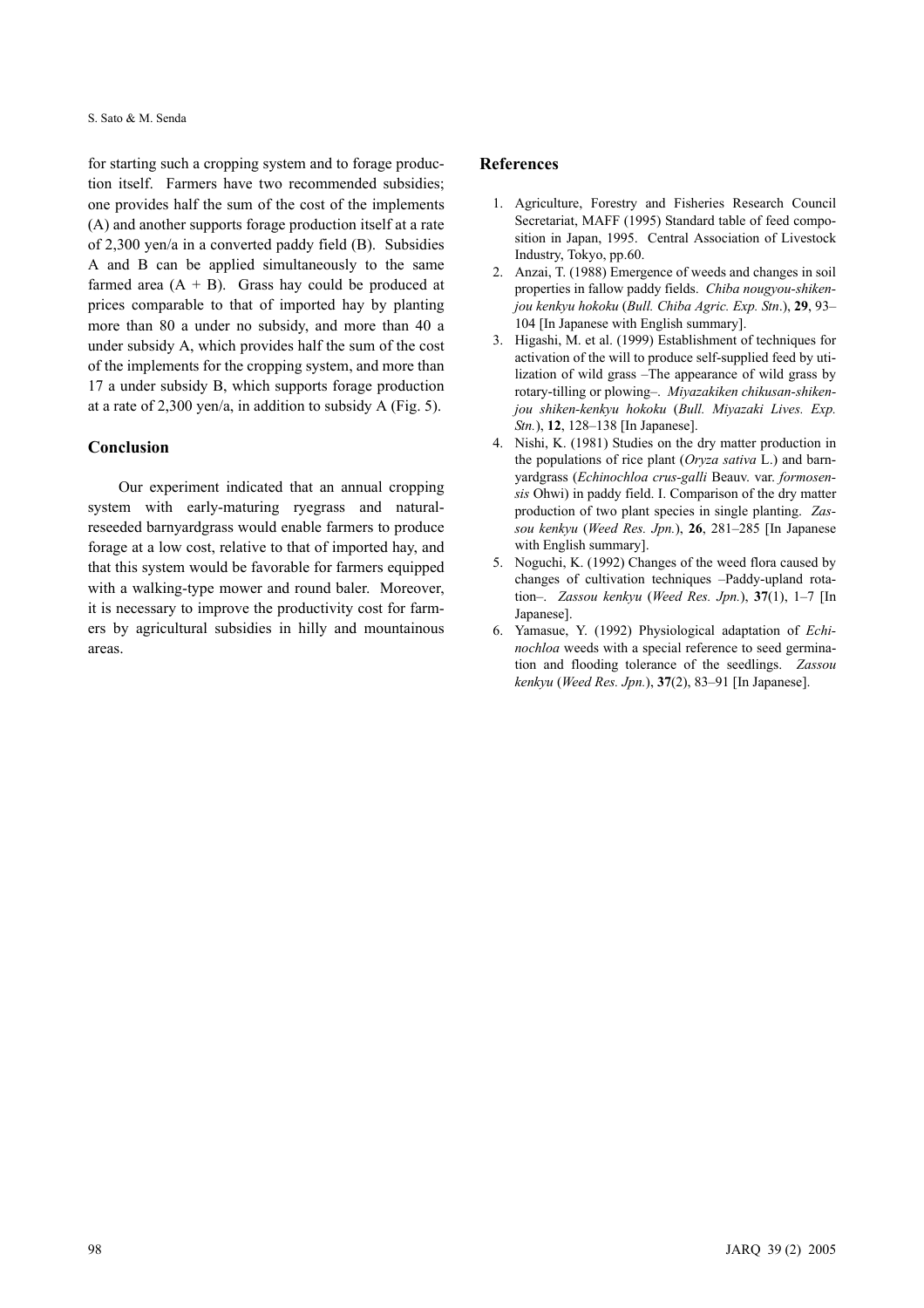for starting such a cropping system and to forage production itself. Farmers have two recommended subsidies; one provides half the sum of the cost of the implements (A) and another supports forage production itself at a rate of 2,300 yen/a in a converted paddy field (B). Subsidies A and B can be applied simultaneously to the same farmed area (A + B). Grass hay could be produced at prices comparable to that of imported hay by planting more than 80 a under no subsidy, and more than 40 a under subsidy A, which provides half the sum of the cost of the implements for the cropping system, and more than 17 a under subsidy B, which supports forage production at a rate of 2,300 yen/a, in addition to subsidy A (Fig. 5).

## Conclusion

Our experiment indicated that an annual cropping system with early-maturing ryegrass and natural-reseeded barnyardgrass would enable farmers to produce forage at a low cost, relative to that of imported hay, and that this system would be favorable for farmers equipped with a walking-type mower and round baler. Moreover, it is necessary to improve the productivity cost for farmers by agricultural subsidies in hilly and mountainous areas.

## References

1. Agriculture, Forestry and Fisheries Research Council Secretariat, MAFF (1995) Standard table of feed composition in Japan, 1995. Central Association of Livestock Industry, Tokyo, pp.60.
2. Anzai, T. (1988) Emergence of weeds and changes in soil properties in fallow paddy fields. *Chiba nougyou-shikenjou kenkyu hokoku* (*Bull. Chiba Agric. Exp. Stn*.), **29**, 93–104 [In Japanese with English summary].
3. Higashi, M. et al. (1999) Establishment of techniques for activation of the will to produce self-supplied feed by utilization of wild grass –The appearance of wild grass by rotary-tilling or plowing–. *Miyazakiken chikusan-shikenjou shiken-kenkyu hokoku* (*Bull. Miyazaki Lives. Exp. Stn.*), **12**, 128–138 [In Japanese].
4. Nishi, K. (1981) Studies on the dry matter production in the populations of rice plant (*Oryza sativa* L.) and barnyardgrass (*Echinochloa crus-galli* Beauv. var. *formosensis* Ohwi) in paddy field. I. Comparison of the dry matter production of two plant species in single planting. *Zassou kenkyu* (*Weed Res. Jpn.*), **26**, 281–285 [In Japanese with English summary].
5. Noguchi, K. (1992) Changes of the weed flora caused by changes of cultivation techniques –Paddy-upland rotation–. *Zassou kenkyu* (*Weed Res. Jpn.*), **37**(1), 1–7 [In Japanese].
6. Yamasue, Y. (1992) Physiological adaptation of *Echinochloa* weeds with a special reference to seed germination and flooding tolerance of the seedlings. *Zassou kenkyu* (*Weed Res. Jpn.*), **37**(2), 83–91 [In Japanese].